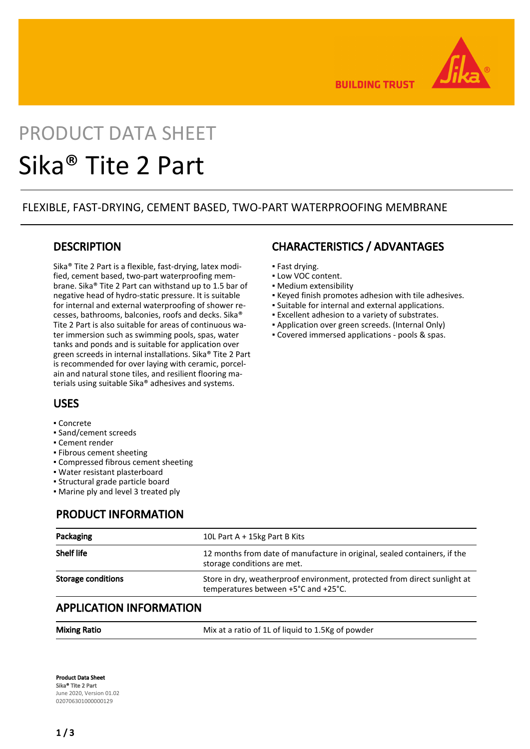BUILDING TRUST

PRODUCT DATA SHEET

# Sika® Tite 2 Part

FLEXIBLE, FAST-DRYING, CEMENT BASED, TWO-PART WATERPROOFING MEMBRANE

## DESCRIPTION

Sika® Tite 2 Part is a flexible, fast-drying, latex modified, cement based, two-part waterproofing membrane. Sika® Tite 2 Part can withstand up to 1.5 bar of negative head of hydro-static pressure. It is suitable for internal and external waterproofing of shower recesses, bathrooms, balconies, roofs and decks. Sika® Tite 2 Part is also suitable for areas of continuous water immersion such as swimming pools, spas, water tanks and ponds and is suitable for application over green screeds in internal installations. Sika® Tite 2 Part is recommended for over laying with ceramic, porcelain and natural stone tiles, and resilient flooring materials using suitable Sika® adhesives and systems.

## USES

- Concrete
- Sand/cement screeds
- Cement render
- Fibrous cement sheeting
- Compressed fibrous cement sheeting
- Water resistant plasterboard
- Structural grade particle board
- Marine ply and level 3 treated ply

## CHARACTERISTICS / ADVANTAGES

- Fast drying.
- Low VOC content.
- Medium extensibility
- Keyed finish promotes adhesion with tile adhesives.
- Suitable for internal and external applications.
- Excellent adhesion to a variety of substrates.
- Application over green screeds. (Internal Only)
- Covered immersed applications - pools & spas.

## PRODUCT INFORMATION

| | |
|---|---|
| **Packaging** | 10L Part A + 15kg Part B Kits |
| **Shelf life** | 12 months from date of manufacture in original, sealed containers, if the storage conditions are met. |
| **Storage conditions** | Store in dry, weatherproof environment, protected from direct sunlight at temperatures between +5°C and +25°C. |

## APPLICATION INFORMATION

| | |
|---|---|
| **Mixing Ratio** | Mix at a ratio of 1L of liquid to 1.5Kg of powder |

**Product Data Sheet**
Sika® Tite 2 Part
June 2020, Version 01.02
020706301000000129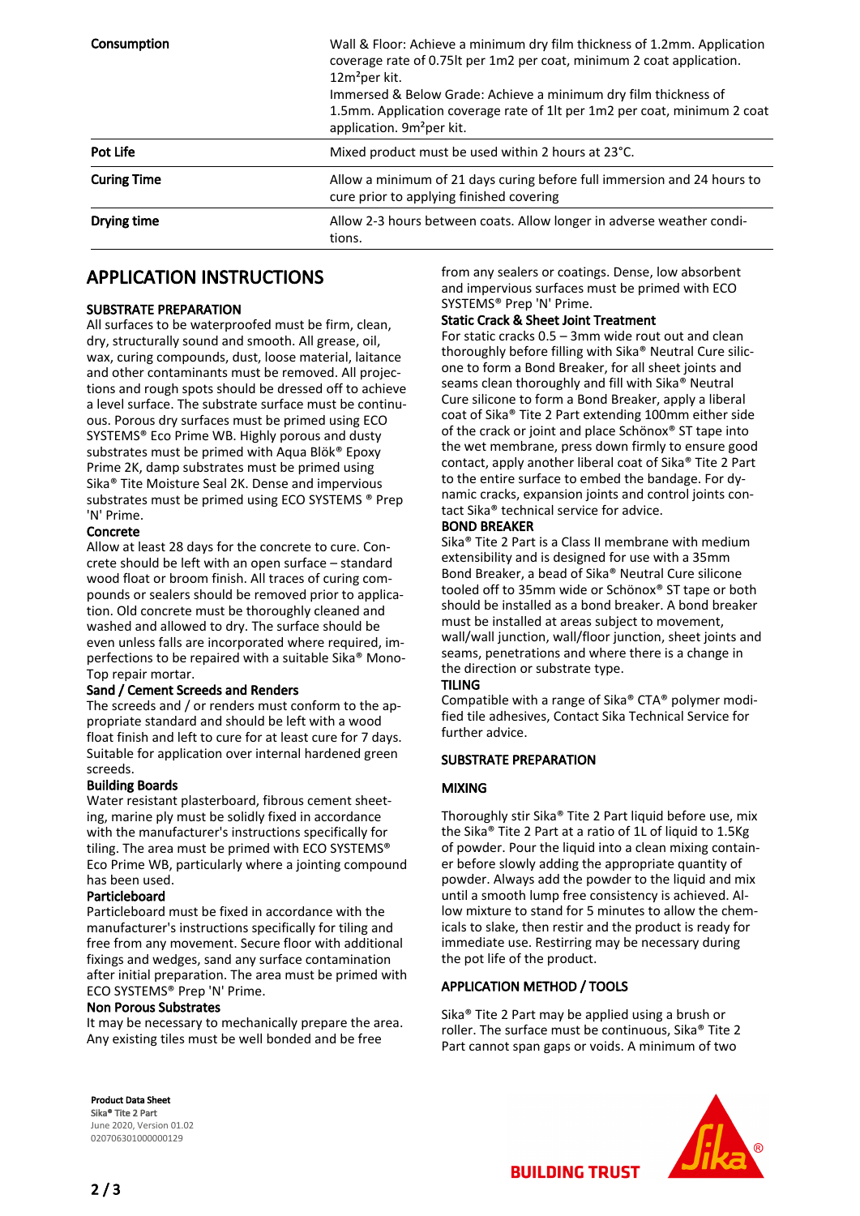| | |
|---|---|
| Consumption | Wall & Floor: Achieve a minimum dry film thickness of 1.2mm. Application coverage rate of 0.75lt per 1m2 per coat, minimum 2 coat application. 12m²per kit.<br>Immersed & Below Grade: Achieve a minimum dry film thickness of 1.5mm. Application coverage rate of 1lt per 1m2 per coat, minimum 2 coat application. 9m²per kit. |
| Pot Life | Mixed product must be used within 2 hours at 23°C. |
| Curing Time | Allow a minimum of 21 days curing before full immersion and 24 hours to cure prior to applying finished covering |
| Drying time | Allow 2-3 hours between coats. Allow longer in adverse weather conditions. |

## APPLICATION INSTRUCTIONS

### SUBSTRATE PREPARATION

All surfaces to be waterproofed must be firm, clean, dry, structurally sound and smooth. All grease, oil, wax, curing compounds, dust, loose material, laitance and other contaminants must be removed. All projections and rough spots should be dressed off to achieve a level surface. The substrate surface must be continuous. Porous dry surfaces must be primed using ECO SYSTEMS® Eco Prime WB. Highly porous and dusty substrates must be primed with Aqua Blök® Epoxy Prime 2K, damp substrates must be primed using Sika® Tite Moisture Seal 2K. Dense and impervious substrates must be primed using ECO SYSTEMS ® Prep 'N' Prime.

**Concrete**

Allow at least 28 days for the concrete to cure. Concrete should be left with an open surface – standard wood float or broom finish. All traces of curing compounds or sealers should be removed prior to application. Old concrete must be thoroughly cleaned and washed and allowed to dry. The surface should be even unless falls are incorporated where required, imperfections to be repaired with a suitable Sika® MonoTop repair mortar.

**Sand / Cement Screeds and Renders**

The screeds and / or renders must conform to the appropriate standard and should be left with a wood float finish and left to cure for at least cure for 7 days. Suitable for application over internal hardened green screeds.

**Building Boards**

Water resistant plasterboard, fibrous cement sheeting, marine ply must be solidly fixed in accordance with the manufacturer's instructions specifically for tiling. The area must be primed with ECO SYSTEMS® Eco Prime WB, particularly where a jointing compound has been used.

**Particleboard**

Particleboard must be fixed in accordance with the manufacturer's instructions specifically for tiling and free from any movement. Secure floor with additional fixings and wedges, sand any surface contamination after initial preparation. The area must be primed with ECO SYSTEMS® Prep 'N' Prime.

**Non Porous Substrates**

It may be necessary to mechanically prepare the area. Any existing tiles must be well bonded and be free from any sealers or coatings. Dense, low absorbent and impervious surfaces must be primed with ECO SYSTEMS® Prep 'N' Prime.

**Static Crack & Sheet Joint Treatment**

For static cracks 0.5 – 3mm wide rout out and clean thoroughly before filling with Sika® Neutral Cure silicone to form a Bond Breaker, for all sheet joints and seams clean thoroughly and fill with Sika® Neutral Cure silicone to form a Bond Breaker, apply a liberal coat of Sika® Tite 2 Part extending 100mm either side of the crack or joint and place Schönox® ST tape into the wet membrane, press down firmly to ensure good contact, apply another liberal coat of Sika® Tite 2 Part to the entire surface to embed the bandage. For dynamic cracks, expansion joints and control joints contact Sika® technical service for advice.

**BOND BREAKER**

Sika® Tite 2 Part is a Class II membrane with medium extensibility and is designed for use with a 35mm Bond Breaker, a bead of Sika® Neutral Cure silicone tooled off to 35mm wide or Schönox® ST tape or both should be installed as a bond breaker. A bond breaker must be installed at areas subject to movement, wall/wall junction, wall/floor junction, sheet joints and seams, penetrations and where there is a change in the direction or substrate type.

**TILING**

Compatible with a range of Sika® CTA® polymer modified tile adhesives, Contact Sika Technical Service for further advice.

### SUBSTRATE PREPARATION

### MIXING

Thoroughly stir Sika® Tite 2 Part liquid before use, mix the Sika® Tite 2 Part at a ratio of 1L of liquid to 1.5Kg of powder. Pour the liquid into a clean mixing container before slowly adding the appropriate quantity of powder. Always add the powder to the liquid and mix until a smooth lump free consistency is achieved. Allow mixture to stand for 5 minutes to allow the chemicals to slake, then restir and the product is ready for immediate use. Restirring may be necessary during the pot life of the product.

### APPLICATION METHOD / TOOLS

Sika® Tite 2 Part may be applied using a brush or roller. The surface must be continuous, Sika® Tite 2 Part cannot span gaps or voids. A minimum of two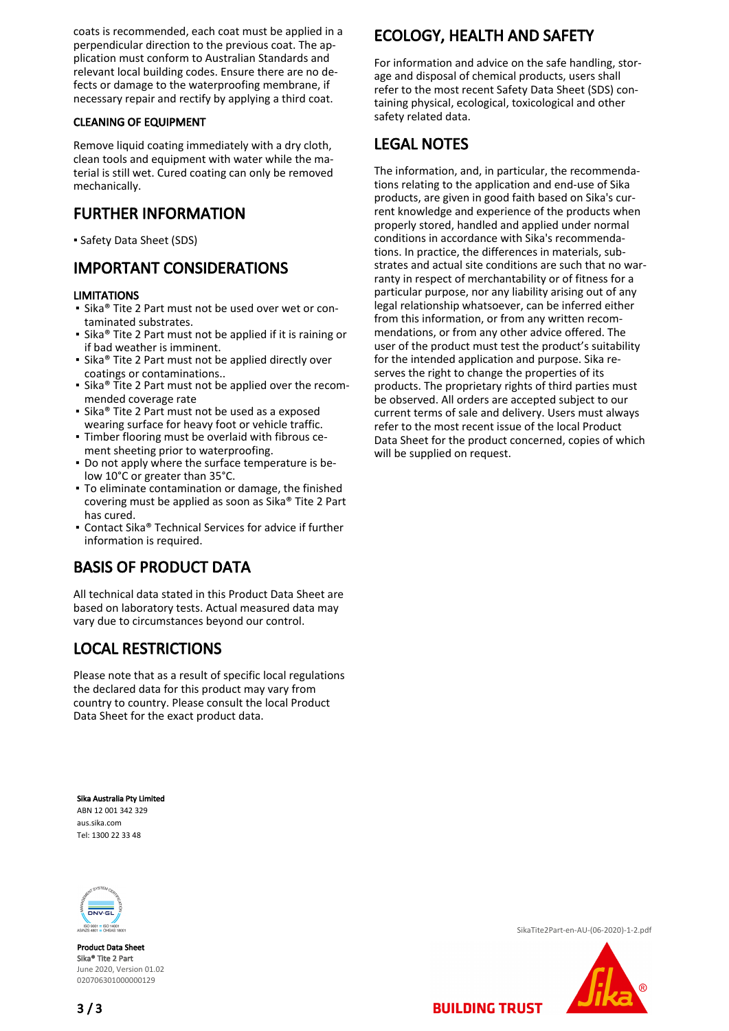coats is recommended, each coat must be applied in a perpendicular direction to the previous coat. The application must conform to Australian Standards and relevant local building codes. Ensure there are no defects or damage to the waterproofing membrane, if necessary repair and rectify by applying a third coat.

### CLEANING OF EQUIPMENT

Remove liquid coating immediately with a dry cloth, clean tools and equipment with water while the material is still wet. Cured coating can only be removed mechanically.

## FURTHER INFORMATION

- Safety Data Sheet (SDS)

## IMPORTANT CONSIDERATIONS

### LIMITATIONS

- Sika® Tite 2 Part must not be used over wet or contaminated substrates.
- Sika® Tite 2 Part must not be applied if it is raining or if bad weather is imminent.
- Sika® Tite 2 Part must not be applied directly over coatings or contaminations..
- Sika® Tite 2 Part must not be applied over the recommended coverage rate
- Sika® Tite 2 Part must not be used as a exposed wearing surface for heavy foot or vehicle traffic.
- Timber flooring must be overlaid with fibrous cement sheeting prior to waterproofing.
- Do not apply where the surface temperature is below 10°C or greater than 35°C.
- To eliminate contamination or damage, the finished covering must be applied as soon as Sika® Tite 2 Part has cured.
- Contact Sika® Technical Services for advice if further information is required.

## BASIS OF PRODUCT DATA

All technical data stated in this Product Data Sheet are based on laboratory tests. Actual measured data may vary due to circumstances beyond our control.

## LOCAL RESTRICTIONS

Please note that as a result of specific local regulations the declared data for this product may vary from country to country. Please consult the local Product Data Sheet for the exact product data.

## ECOLOGY, HEALTH AND SAFETY

For information and advice on the safe handling, storage and disposal of chemical products, users shall refer to the most recent Safety Data Sheet (SDS) containing physical, ecological, toxicological and other safety related data.

## LEGAL NOTES

The information, and, in particular, the recommendations relating to the application and end-use of Sika products, are given in good faith based on Sika's current knowledge and experience of the products when properly stored, handled and applied under normal conditions in accordance with Sika's recommendations. In practice, the differences in materials, substrates and actual site conditions are such that no warranty in respect of merchantability or of fitness for a particular purpose, nor any liability arising out of any legal relationship whatsoever, can be inferred either from this information, or from any written recommendations, or from any other advice offered. The user of the product must test the product's suitability for the intended application and purpose. Sika reserves the right to change the properties of its products. The proprietary rights of third parties must be observed. All orders are accepted subject to our current terms of sale and delivery. Users must always refer to the most recent issue of the local Product Data Sheet for the product concerned, copies of which will be supplied on request.

**Sika Australia Pty Limited**
ABN 12 001 342 329
aus.sika.com
Tel: 1300 22 33 48

**Product Data Sheet**
**Sika® Tite 2 Part**
June 2020, Version 01.02
020706301000000129

SikaTite2Part-en-AU-(06-2020)-1-2.pdf

BUILDING TRUST